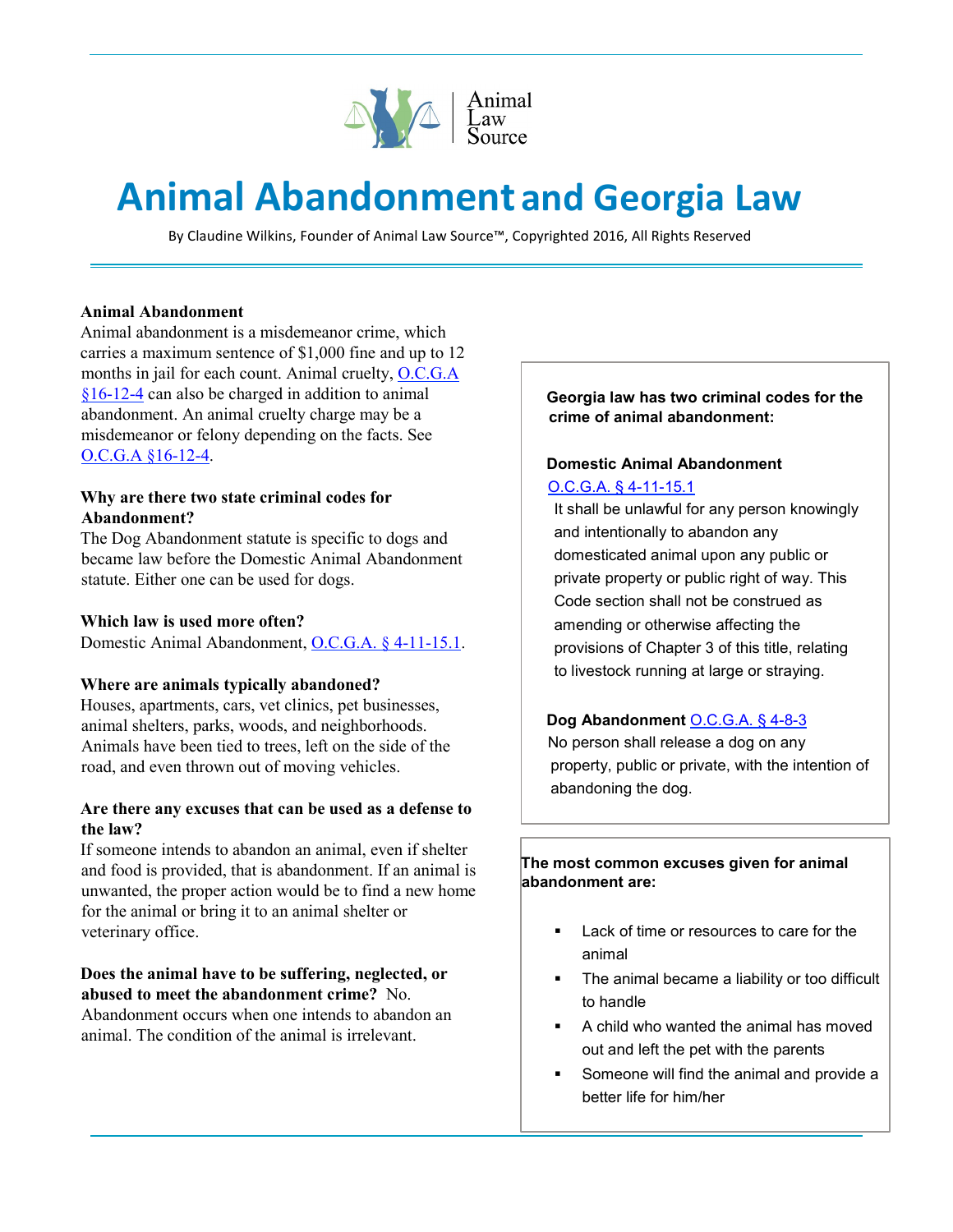Animal Law Source

# Animal Abandonment and Georgia Law

By Claudine Wilkins, Founder of Animal Law Source™, Copyrighted 2016, All Rights Reserved

**Animal Abandonment**

Animal abandonment is a misdemeanor crime, which carries a maximum sentence of $1,000 fine and up to 12 months in jail for each count. Animal cruelty, O.C.G.A §16-12-4 can also be charged in addition to animal abandonment. An animal cruelty charge may be a misdemeanor or felony depending on the facts. See O.C.G.A §16-12-4.

**Why are there two state criminal codes for Abandonment?**

The Dog Abandonment statute is specific to dogs and became law before the Domestic Animal Abandonment statute. Either one can be used for dogs.

**Which law is used more often?**

Domestic Animal Abandonment, O.C.G.A. § 4-11-15.1.

**Where are animals typically abandoned?**

Houses, apartments, cars, vet clinics, pet businesses, animal shelters, parks, woods, and neighborhoods. Animals have been tied to trees, left on the side of the road, and even thrown out of moving vehicles.

**Are there any excuses that can be used as a defense to the law?**

If someone intends to abandon an animal, even if shelter and food is provided, that is abandonment. If an animal is unwanted, the proper action would be to find a new home for the animal or bring it to an animal shelter or veterinary office.

**Does the animal have to be suffering, neglected, or abused to meet the abandonment crime?** No. Abandonment occurs when one intends to abandon an animal. The condition of the animal is irrelevant.

**Georgia law has two criminal codes for the crime of animal abandonment:**

**Domestic Animal Abandonment**
O.C.G.A. § 4-11-15.1
It shall be unlawful for any person knowingly and intentionally to abandon any domesticated animal upon any public or private property or public right of way. This Code section shall not be construed as amending or otherwise affecting the provisions of Chapter 3 of this title, relating to livestock running at large or straying.

**Dog Abandonment** O.C.G.A. § 4-8-3
No person shall release a dog on any property, public or private, with the intention of abandoning the dog.

**The most common excuses given for animal abandonment are:**

- Lack of time or resources to care for the animal
- The animal became a liability or too difficult to handle
- A child who wanted the animal has moved out and left the pet with the parents
- Someone will find the animal and provide a better life for him/her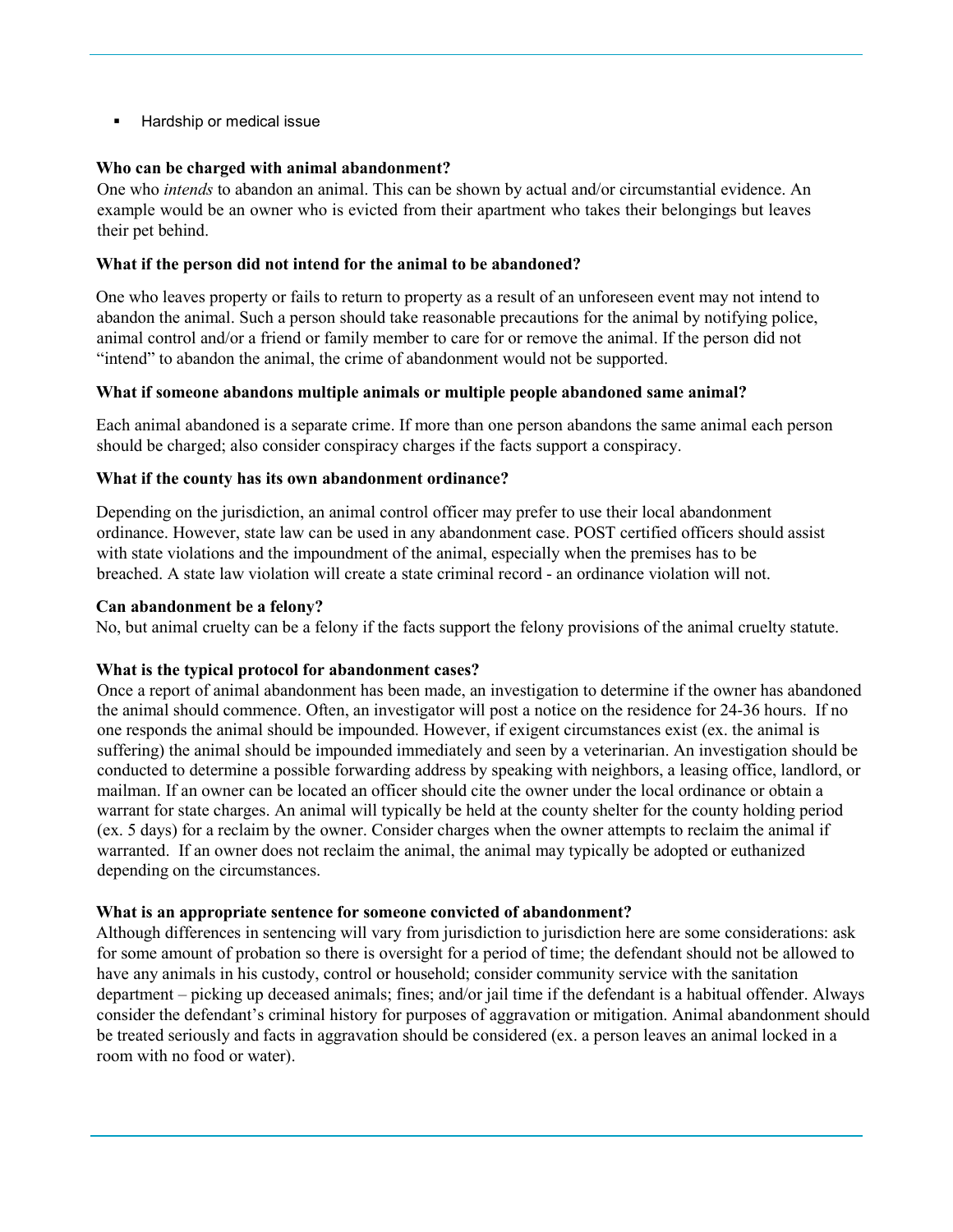- Hardship or medical issue

**Who can be charged with animal abandonment?**

One who *intends* to abandon an animal. This can be shown by actual and/or circumstantial evidence. An example would be an owner who is evicted from their apartment who takes their belongings but leaves their pet behind.

**What if the person did not intend for the animal to be abandoned?**

One who leaves property or fails to return to property as a result of an unforeseen event may not intend to abandon the animal. Such a person should take reasonable precautions for the animal by notifying police, animal control and/or a friend or family member to care for or remove the animal. If the person did not "intend" to abandon the animal, the crime of abandonment would not be supported.

**What if someone abandons multiple animals or multiple people abandoned same animal?**

Each animal abandoned is a separate crime. If more than one person abandons the same animal each person should be charged; also consider conspiracy charges if the facts support a conspiracy.

**What if the county has its own abandonment ordinance?**

Depending on the jurisdiction, an animal control officer may prefer to use their local abandonment ordinance. However, state law can be used in any abandonment case. POST certified officers should assist with state violations and the impoundment of the animal, especially when the premises has to be breached. A state law violation will create a state criminal record - an ordinance violation will not.

**Can abandonment be a felony?**

No, but animal cruelty can be a felony if the facts support the felony provisions of the animal cruelty statute.

**What is the typical protocol for abandonment cases?**

Once a report of animal abandonment has been made, an investigation to determine if the owner has abandoned the animal should commence. Often, an investigator will post a notice on the residence for 24-36 hours. If no one responds the animal should be impounded. However, if exigent circumstances exist (ex. the animal is suffering) the animal should be impounded immediately and seen by a veterinarian. An investigation should be conducted to determine a possible forwarding address by speaking with neighbors, a leasing office, landlord, or mailman. If an owner can be located an officer should cite the owner under the local ordinance or obtain a warrant for state charges. An animal will typically be held at the county shelter for the county holding period (ex. 5 days) for a reclaim by the owner. Consider charges when the owner attempts to reclaim the animal if warranted. If an owner does not reclaim the animal, the animal may typically be adopted or euthanized depending on the circumstances.

**What is an appropriate sentence for someone convicted of abandonment?**

Although differences in sentencing will vary from jurisdiction to jurisdiction here are some considerations: ask for some amount of probation so there is oversight for a period of time; the defendant should not be allowed to have any animals in his custody, control or household; consider community service with the sanitation department – picking up deceased animals; fines; and/or jail time if the defendant is a habitual offender. Always consider the defendant's criminal history for purposes of aggravation or mitigation. Animal abandonment should be treated seriously and facts in aggravation should be considered (ex. a person leaves an animal locked in a room with no food or water).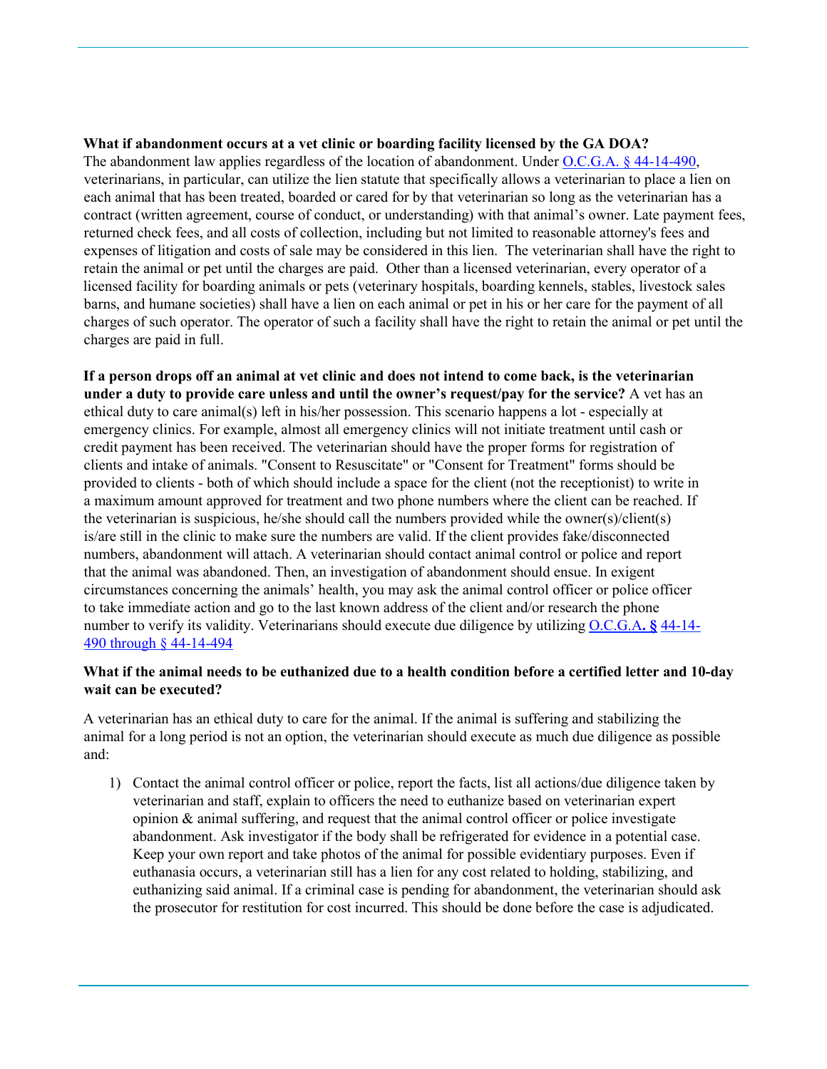**What if abandonment occurs at a vet clinic or boarding facility licensed by the GA DOA?**
The abandonment law applies regardless of the location of abandonment. Under O.C.G.A. § 44-14-490, veterinarians, in particular, can utilize the lien statute that specifically allows a veterinarian to place a lien on each animal that has been treated, boarded or cared for by that veterinarian so long as the veterinarian has a contract (written agreement, course of conduct, or understanding) with that animal's owner. Late payment fees, returned check fees, and all costs of collection, including but not limited to reasonable attorney's fees and expenses of litigation and costs of sale may be considered in this lien. The veterinarian shall have the right to retain the animal or pet until the charges are paid. Other than a licensed veterinarian, every operator of a licensed facility for boarding animals or pets (veterinary hospitals, boarding kennels, stables, livestock sales barns, and humane societies) shall have a lien on each animal or pet in his or her care for the payment of all charges of such operator. The operator of such a facility shall have the right to retain the animal or pet until the charges are paid in full.

**If a person drops off an animal at vet clinic and does not intend to come back, is the veterinarian under a duty to provide care unless and until the owner's request/pay for the service?** A vet has an ethical duty to care animal(s) left in his/her possession. This scenario happens a lot - especially at emergency clinics. For example, almost all emergency clinics will not initiate treatment until cash or credit payment has been received. The veterinarian should have the proper forms for registration of clients and intake of animals. "Consent to Resuscitate" or "Consent for Treatment" forms should be provided to clients - both of which should include a space for the client (not the receptionist) to write in a maximum amount approved for treatment and two phone numbers where the client can be reached. If the veterinarian is suspicious, he/she should call the numbers provided while the owner(s)/client(s) is/are still in the clinic to make sure the numbers are valid. If the client provides fake/disconnected numbers, abandonment will attach. A veterinarian should contact animal control or police and report that the animal was abandoned. Then, an investigation of abandonment should ensue. In exigent circumstances concerning the animals' health, you may ask the animal control officer or police officer to take immediate action and go to the last known address of the client and/or research the phone number to verify its validity. Veterinarians should execute due diligence by utilizing O.C.G.A. § 44-14-490 through § 44-14-494

**What if the animal needs to be euthanized due to a health condition before a certified letter and 10-day wait can be executed?**

A veterinarian has an ethical duty to care for the animal. If the animal is suffering and stabilizing the animal for a long period is not an option, the veterinarian should execute as much due diligence as possible and:

1) Contact the animal control officer or police, report the facts, list all actions/due diligence taken by veterinarian and staff, explain to officers the need to euthanize based on veterinarian expert opinion & animal suffering, and request that the animal control officer or police investigate abandonment. Ask investigator if the body shall be refrigerated for evidence in a potential case. Keep your own report and take photos of the animal for possible evidentiary purposes. Even if euthanasia occurs, a veterinarian still has a lien for any cost related to holding, stabilizing, and euthanizing said animal. If a criminal case is pending for abandonment, the veterinarian should ask the prosecutor for restitution for cost incurred. This should be done before the case is adjudicated.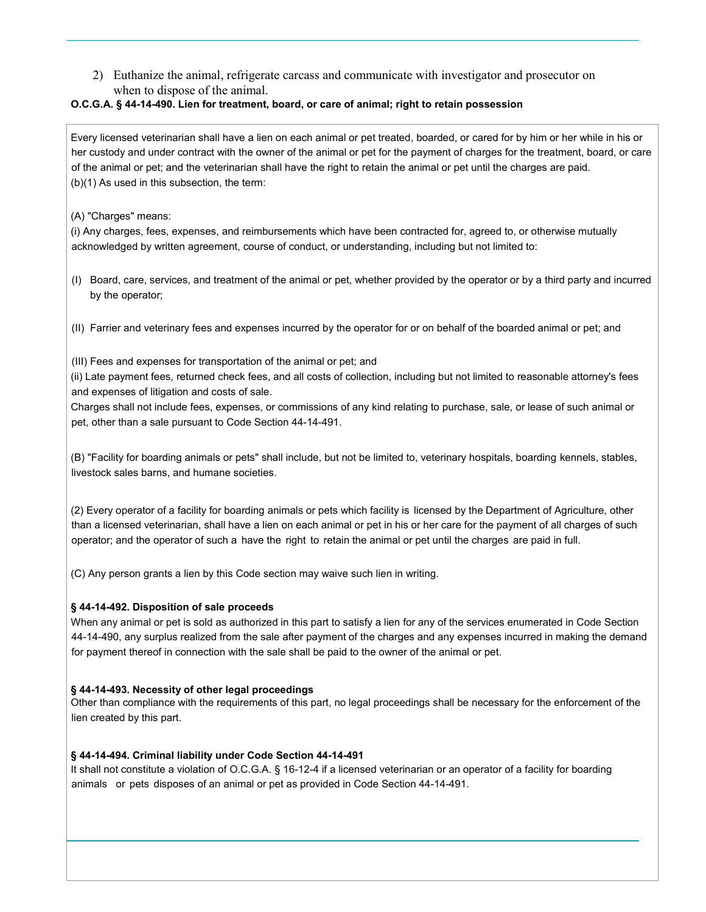2) Euthanize the animal, refrigerate carcass and communicate with investigator and prosecutor on when to dispose of the animal.

**O.C.G.A. § 44-14-490. Lien for treatment, board, or care of animal; right to retain possession**

Every licensed veterinarian shall have a lien on each animal or pet treated, boarded, or cared for by him or her while in his or her custody and under contract with the owner of the animal or pet for the payment of charges for the treatment, board, or care of the animal or pet; and the veterinarian shall have the right to retain the animal or pet until the charges are paid.

(b)(1) As used in this subsection, the term:

(A) "Charges" means:

(i) Any charges, fees, expenses, and reimbursements which have been contracted for, agreed to, or otherwise mutually acknowledged by written agreement, course of conduct, or understanding, including but not limited to:

(I) Board, care, services, and treatment of the animal or pet, whether provided by the operator or by a third party and incurred by the operator;

(II) Farrier and veterinary fees and expenses incurred by the operator for or on behalf of the boarded animal or pet; and

(III) Fees and expenses for transportation of the animal or pet; and

(ii) Late payment fees, returned check fees, and all costs of collection, including but not limited to reasonable attorney's fees and expenses of litigation and costs of sale.

Charges shall not include fees, expenses, or commissions of any kind relating to purchase, sale, or lease of such animal or pet, other than a sale pursuant to Code Section 44-14-491.

(B) "Facility for boarding animals or pets" shall include, but not be limited to, veterinary hospitals, boarding kennels, stables, livestock sales barns, and humane societies.

(2) Every operator of a facility for boarding animals or pets which facility is licensed by the Department of Agriculture, other than a licensed veterinarian, shall have a lien on each animal or pet in his or her care for the payment of all charges of such operator; and the operator of such a have the right to retain the animal or pet until the charges are paid in full.

(C) Any person grants a lien by this Code section may waive such lien in writing.

**§ 44-14-492. Disposition of sale proceeds**

When any animal or pet is sold as authorized in this part to satisfy a lien for any of the services enumerated in Code Section 44-14-490, any surplus realized from the sale after payment of the charges and any expenses incurred in making the demand for payment thereof in connection with the sale shall be paid to the owner of the animal or pet.

**§ 44-14-493. Necessity of other legal proceedings**

Other than compliance with the requirements of this part, no legal proceedings shall be necessary for the enforcement of the lien created by this part.

**§ 44-14-494. Criminal liability under Code Section 44-14-491**

It shall not constitute a violation of O.C.G.A. § 16-12-4 if a licensed veterinarian or an operator of a facility for boarding animals or pets disposes of an animal or pet as provided in Code Section 44-14-491.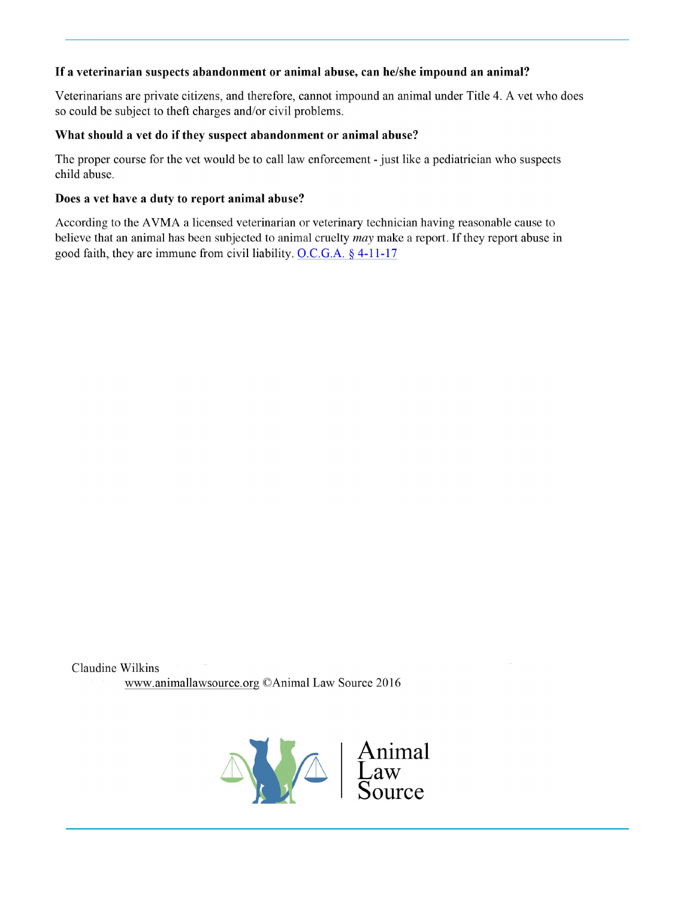**If a veterinarian suspects abandonment or animal abuse, can he/she impound an animal?**

Veterinarians are private citizens, and therefore, cannot impound an animal under Title 4. A vet who does so could be subject to theft charges and/or civil problems.

**What should a vet do if they suspect abandonment or animal abuse?**

The proper course for the vet would be to call law enforcement - just like a pediatrician who suspects child abuse.

**Does a vet have a duty to report animal abuse?**

According to the AVMA a licensed veterinarian or veterinary technician having reasonable cause to believe that an animal has been subjected to animal cruelty *may* make a report. If they report abuse in good faith, they are immune from civil liability. O.C.G.A. § 4-11-17

Claudine Wilkins

www.animallawsource.org ©Animal Law Source 2016

Animal Law Source